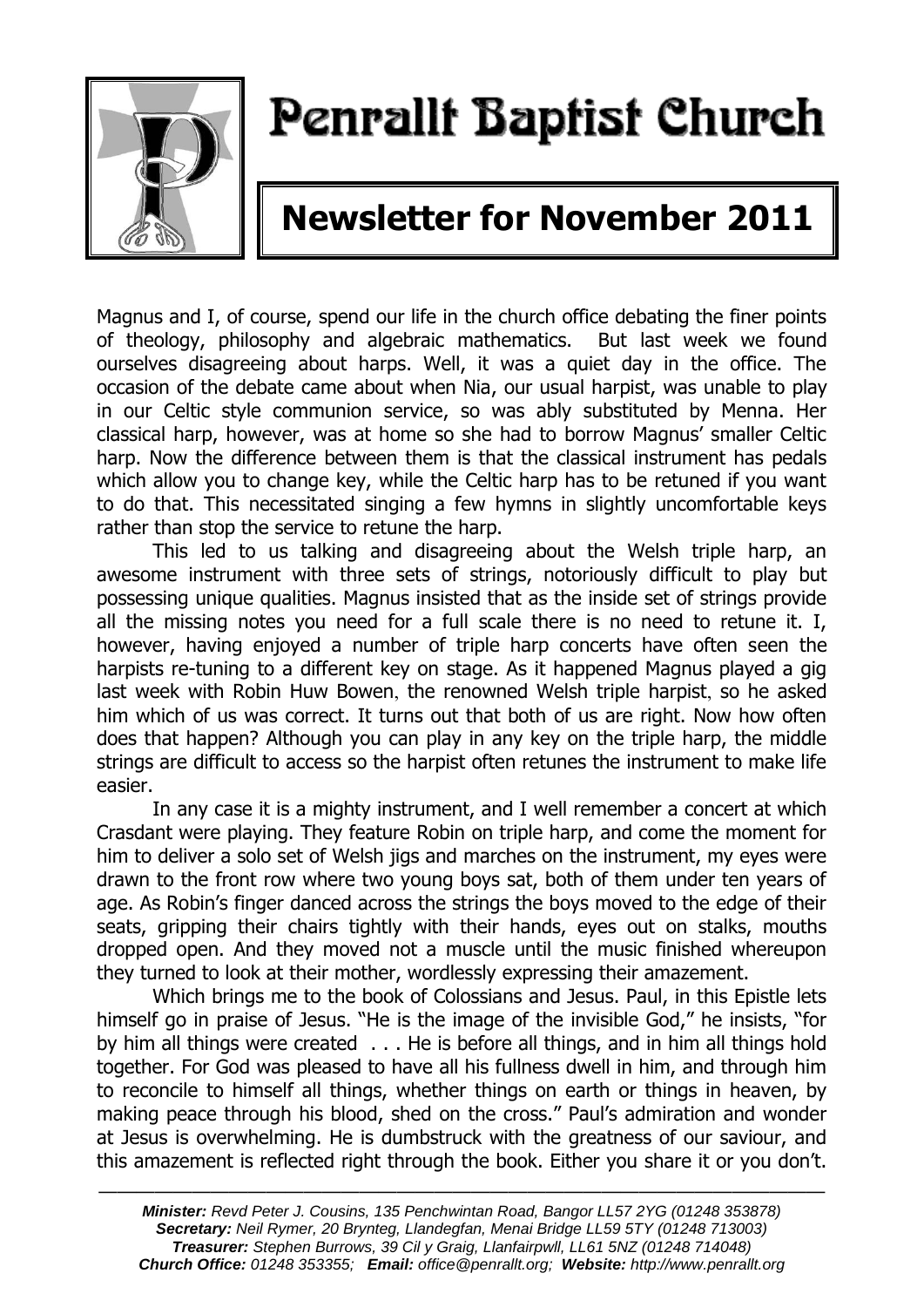# Penrallt Baptist Church

## Newsletter for November 2011

Magnus and I, of course, spend our life in the church office debating the finer points of theology, philosophy and algebraic mathematics. But last week we found ourselves disagreeing about harps. Well, it was a quiet day in the office. The occasion of the debate came about when Nia, our usual harpist, was unable to play in our Celtic style communion service, so was ably substituted by Menna. Her classical harp, however, was at home so she had to borrow Magnus' smaller Celtic harp. Now the difference between them is that the classical instrument has pedals which allow you to change key, while the Celtic harp has to be retuned if you want to do that. This necessitated singing a few hymns in slightly uncomfortable keys rather than stop the service to retune the harp.

This led to us talking and disagreeing about the Welsh triple harp, an awesome instrument with three sets of strings, notoriously difficult to play but possessing unique qualities. Magnus insisted that as the inside set of strings provide all the missing notes you need for a full scale there is no need to retune it. I, however, having enjoyed a number of triple harp concerts have often seen the harpists re-tuning to a different key on stage. As it happened Magnus played a gig last week with Robin Huw Bowen, the renowned Welsh triple harpist, so he asked him which of us was correct. It turns out that both of us are right. Now how often does that happen? Although you can play in any key on the triple harp, the middle strings are difficult to access so the harpist often retunes the instrument to make life easier.

In any case it is a mighty instrument, and I well remember a concert at which Crasdant were playing. They feature Robin on triple harp, and come the moment for him to deliver a solo set of Welsh jigs and marches on the instrument, my eyes were drawn to the front row where two young boys sat, both of them under ten years of age. As Robin's finger danced across the strings the boys moved to the edge of their seats, gripping their chairs tightly with their hands, eyes out on stalks, mouths dropped open. And they moved not a muscle until the music finished whereupon they turned to look at their mother, wordlessly expressing their amazement.

Which brings me to the book of Colossians and Jesus. Paul, in this Epistle lets himself go in praise of Jesus. "He is the image of the invisible God," he insists, "for by him all things were created . . . He is before all things, and in him all things hold together. For God was pleased to have all his fullness dwell in him, and through him to reconcile to himself all things, whether things on earth or things in heaven, by making peace through his blood, shed on the cross." Paul's admiration and wonder at Jesus is overwhelming. He is dumbstruck with the greatness of our saviour, and this amazement is reflected right through the book. Either you share it or you don't.

---

***Minister:*** *Revd Peter J. Cousins, 135 Penchwintan Road, Bangor LL57 2YG (01248 353878)*
***Secretary:*** *Neil Rymer, 20 Brynteg, Llandegfan, Menai Bridge LL59 5TY (01248 713003)*
***Treasurer:*** *Stephen Burrows, 39 Cil y Graig, Llanfairpwll, LL61 5NZ (01248 714048)*
***Church Office:*** *01248 353355;* ***Email:*** *office@penrallt.org;* ***Website:*** *http://www.penrallt.org*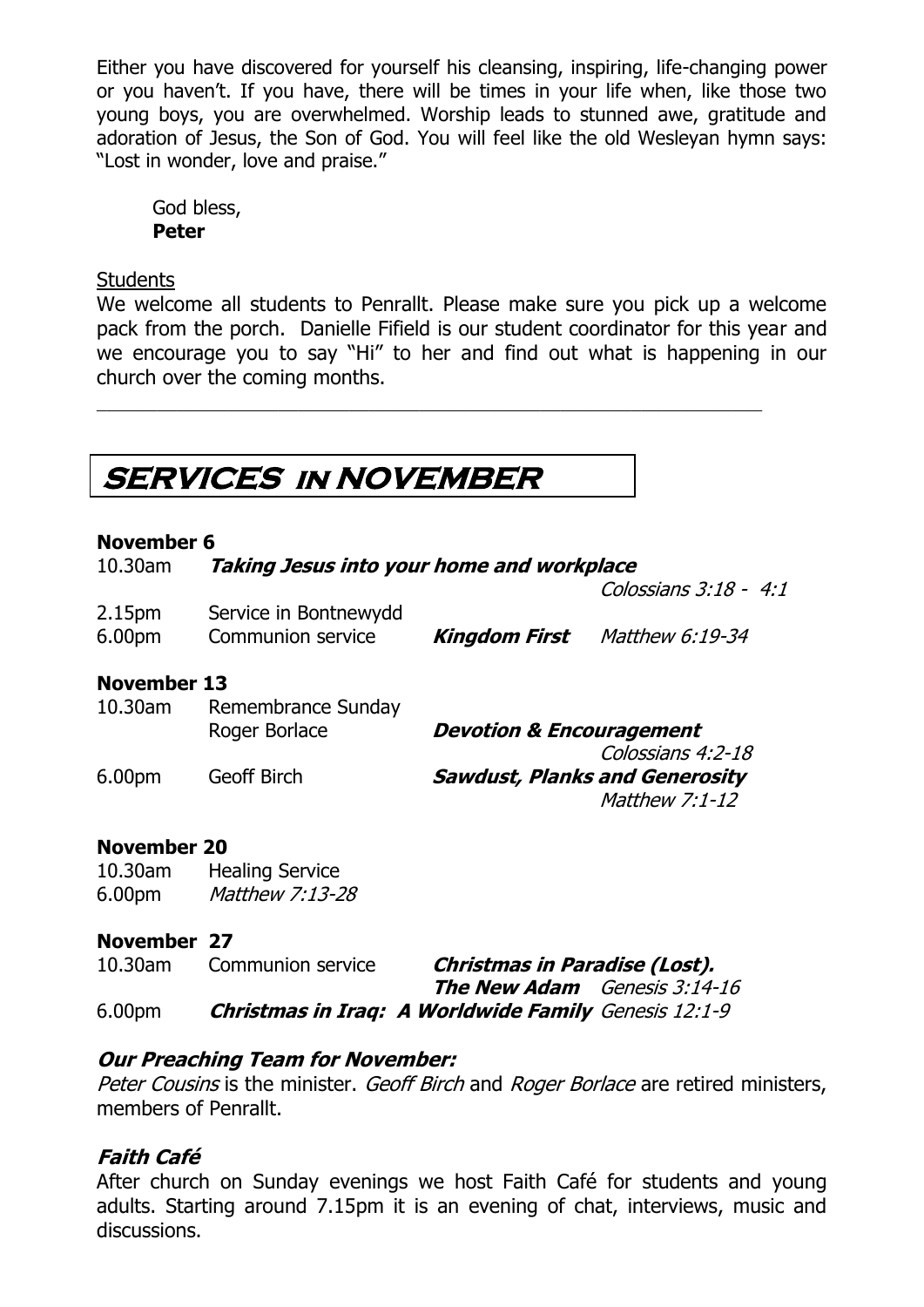Either you have discovered for yourself his cleansing, inspiring, life-changing power or you haven't. If you have, there will be times in your life when, like those two young boys, you are overwhelmed. Worship leads to stunned awe, gratitude and adoration of Jesus, the Son of God. You will feel like the old Wesleyan hymn says: "Lost in wonder, love and praise."

God bless,
**Peter**

Students

We welcome all students to Penrallt. Please make sure you pick up a welcome pack from the porch. Danielle Fifield is our student coordinator for this year and we encourage you to say "Hi" to her and find out what is happening in our church over the coming months.

---

# SERVICES IN NOVEMBER

**November 6**

10.30am *Taking Jesus into your home and workplace* — *Colossians 3:18 - 4:1*

2.15pm Service in Bontnewydd

6.00pm Communion service — ***Kingdom First*** *Matthew 6:19-34*

**November 13**

10.30am Remembrance Sunday
Roger Borlace — ***Devotion & Encouragement*** *Colossians 4:2-18*

6.00pm Geoff Birch — ***Sawdust, Planks and Generosity*** *Matthew 7:1-12*

**November 20**

10.30am Healing Service

6.00pm *Matthew 7:13-28*

**November 27**

10.30am Communion service — ***Christmas in Paradise (Lost). The New Adam*** *Genesis 3:14-16*

6.00pm ***Christmas in Iraq: A Worldwide Family*** *Genesis 12:1-9*

## *Our Preaching Team for November:*

*Peter Cousins* is the minister. *Geoff Birch* and *Roger Borlace* are retired ministers, members of Penrallt.

## *Faith Café*

After church on Sunday evenings we host Faith Café for students and young adults. Starting around 7.15pm it is an evening of chat, interviews, music and discussions.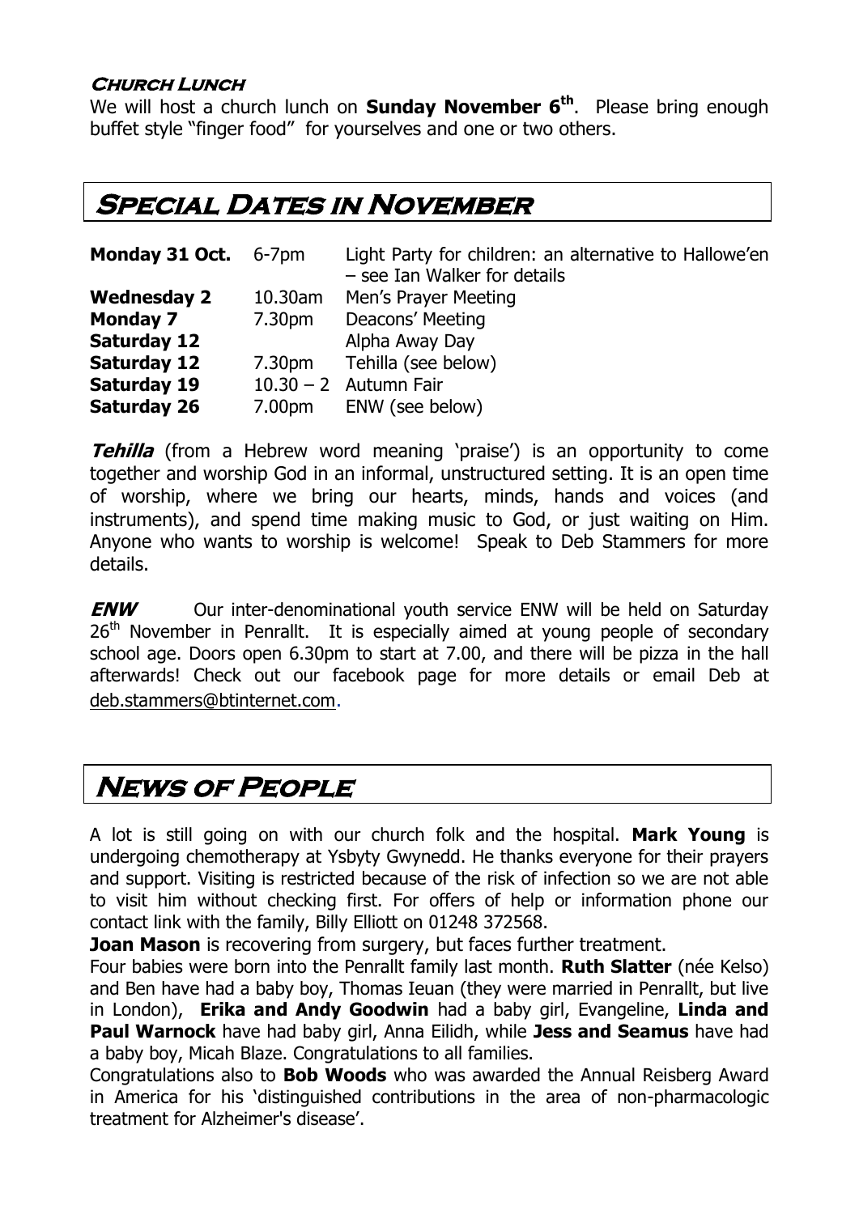### Church Lunch

We will host a church lunch on **Sunday November 6th**. Please bring enough buffet style "finger food" for yourselves and one or two others.

## Special Dates in November

| | | |
|---|---|---|
| **Monday 31 Oct.** | 6-7pm | Light Party for children: an alternative to Hallowe'en – see Ian Walker for details |
| **Wednesday 2** | 10.30am | Men's Prayer Meeting |
| **Monday 7** | 7.30pm | Deacons' Meeting |
| **Saturday 12** | | Alpha Away Day |
| **Saturday 12** | 7.30pm | Tehilla (see below) |
| **Saturday 19** | 10.30 – 2 | Autumn Fair |
| **Saturday 26** | 7.00pm | ENW (see below) |

***Tehilla*** (from a Hebrew word meaning 'praise') is an opportunity to come together and worship God in an informal, unstructured setting. It is an open time of worship, where we bring our hearts, minds, hands and voices (and instruments), and spend time making music to God, or just waiting on Him. Anyone who wants to worship is welcome! Speak to Deb Stammers for more details.

***ENW*** Our inter-denominational youth service ENW will be held on Saturday 26th November in Penrallt. It is especially aimed at young people of secondary school age. Doors open 6.30pm to start at 7.00, and there will be pizza in the hall afterwards! Check out our facebook page for more details or email Deb at deb.stammers@btinternet.com.

## News of People

A lot is still going on with our church folk and the hospital. **Mark Young** is undergoing chemotherapy at Ysbyty Gwynedd. He thanks everyone for their prayers and support. Visiting is restricted because of the risk of infection so we are not able to visit him without checking first. For offers of help or information phone our contact link with the family, Billy Elliott on 01248 372568.

**Joan Mason** is recovering from surgery, but faces further treatment.

Four babies were born into the Penrallt family last month. **Ruth Slatter** (née Kelso) and Ben have had a baby boy, Thomas Ieuan (they were married in Penrallt, but live in London), **Erika and Andy Goodwin** had a baby girl, Evangeline, **Linda and Paul Warnock** have had baby girl, Anna Eilidh, while **Jess and Seamus** have had a baby boy, Micah Blaze. Congratulations to all families.

Congratulations also to **Bob Woods** who was awarded the Annual Reisberg Award in America for his 'distinguished contributions in the area of non-pharmacologic treatment for Alzheimer's disease'.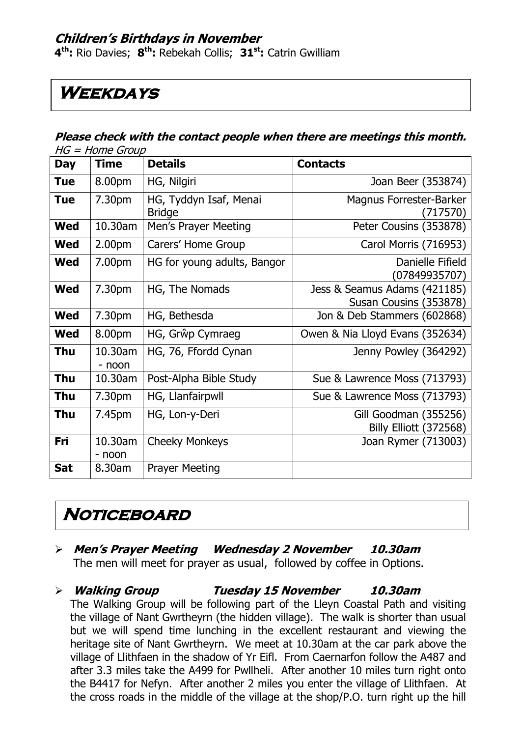### Children's Birthdays in November

**4th:** Rio Davies; **8th:** Rebekah Collis; **31st:** Catrin Gwilliam

## Weekdays

***Please check with the contact people when there are meetings this month.***

*HG = Home Group*

| Day | Time | Details | Contacts |
|---|---|---|---|
| **Tue** | 8.00pm | HG, Nilgiri | Joan Beer (353874) |
| **Tue** | 7.30pm | HG, Tyddyn Isaf, Menai Bridge | Magnus Forrester-Barker (717570) |
| **Wed** | 10.30am | Men's Prayer Meeting | Peter Cousins (353878) |
| **Wed** | 2.00pm | Carers' Home Group | Carol Morris (716953) |
| **Wed** | 7.00pm | HG for young adults, Bangor | Danielle Fifield (07849935707) |
| **Wed** | 7.30pm | HG, The Nomads | Jess & Seamus Adams (421185) Susan Cousins (353878) |
| **Wed** | 7.30pm | HG, Bethesda | Jon & Deb Stammers (602868) |
| **Wed** | 8.00pm | HG, Grŵp Cymraeg | Owen & Nia Lloyd Evans (352634) |
| **Thu** | 10.30am - noon | HG, 76, Ffordd Cynan | Jenny Powley (364292) |
| **Thu** | 10.30am | Post-Alpha Bible Study | Sue & Lawrence Moss (713793) |
| **Thu** | 7.30pm | HG, Llanfairpwll | Sue & Lawrence Moss (713793) |
| **Thu** | 7.45pm | HG, Lon-y-Deri | Gill Goodman (355256) Billy Elliott (372568) |
| **Fri** | 10.30am - noon | Cheeky Monkeys | Joan Rymer (713003) |
| **Sat** | 8.30am | Prayer Meeting | |

## Noticeboard

- ***Men's Prayer Meeting  Wednesday 2 November  10.30am***
  The men will meet for prayer as usual, followed by coffee in Options.

- ***Walking Group  Tuesday 15 November  10.30am***
  The Walking Group will be following part of the Lleyn Coastal Path and visiting the village of Nant Gwrtheyrn (the hidden village). The walk is shorter than usual but we will spend time lunching in the excellent restaurant and viewing the heritage site of Nant Gwrtheyrn. We meet at 10.30am at the car park above the village of Llithfaen in the shadow of Yr Eifl. From Caernarfon follow the A487 and after 3.3 miles take the A499 for Pwllheli. After another 10 miles turn right onto the B4417 for Nefyn. After another 2 miles you enter the village of Llithfaen. At the cross roads in the middle of the village at the shop/P.O. turn right up the hill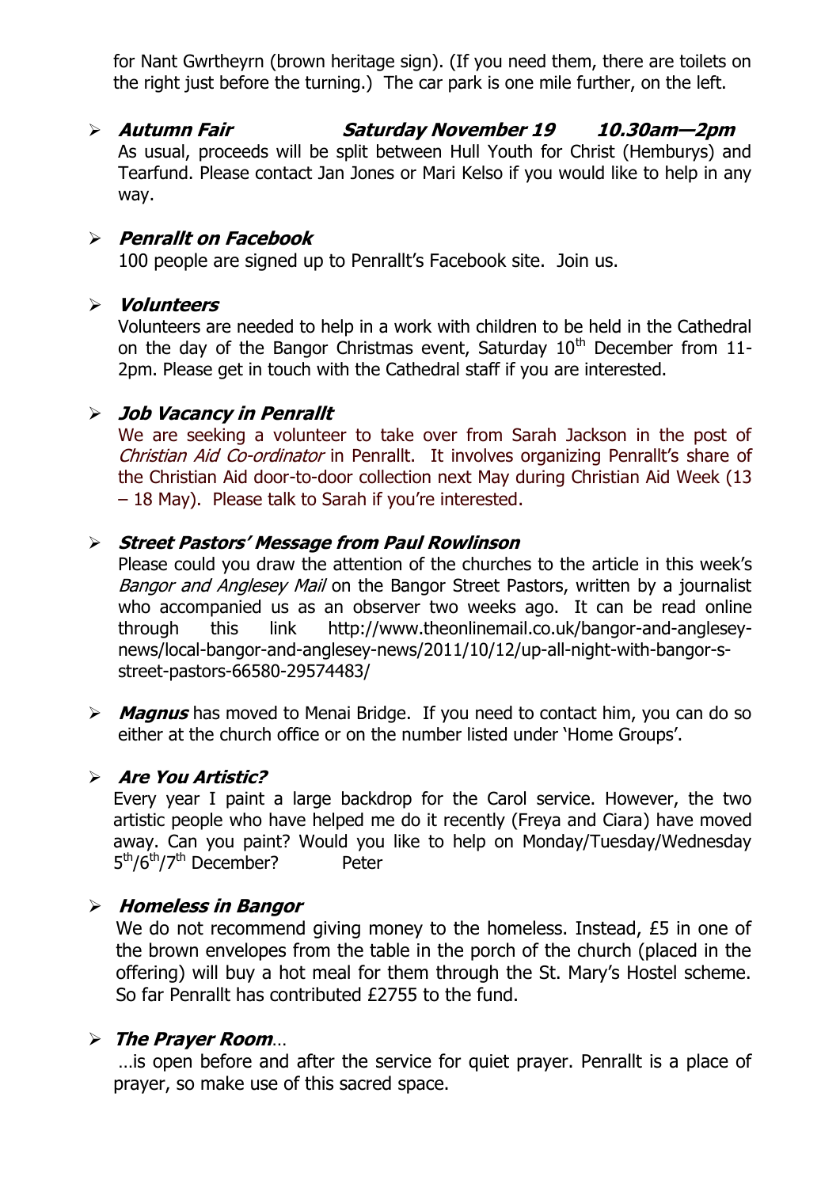for Nant Gwrtheyrn (brown heritage sign). (If you need them, there are toilets on the right just before the turning.) The car park is one mile further, on the left.

- ***Autumn Fair*** ***Saturday November 19*** ***10.30am—2pm***
  As usual, proceeds will be split between Hull Youth for Christ (Hemburys) and Tearfund. Please contact Jan Jones or Mari Kelso if you would like to help in any way.

- ***Penrallt on Facebook***
  100 people are signed up to Penrallt's Facebook site. Join us.

- ***Volunteers***
  Volunteers are needed to help in a work with children to be held in the Cathedral on the day of the Bangor Christmas event, Saturday 10th December from 11-2pm. Please get in touch with the Cathedral staff if you are interested.

- ***Job Vacancy in Penrallt***
  We are seeking a volunteer to take over from Sarah Jackson in the post of *Christian Aid Co-ordinator* in Penrallt. It involves organizing Penrallt's share of the Christian Aid door-to-door collection next May during Christian Aid Week (13 – 18 May). Please talk to Sarah if you're interested.

- ***Street Pastors' Message from Paul Rowlinson***
  Please could you draw the attention of the churches to the article in this week's *Bangor and Anglesey Mail* on the Bangor Street Pastors, written by a journalist who accompanied us as an observer two weeks ago. It can be read online through this link http://www.theonlinemail.co.uk/bangor-and-anglesey-news/local-bangor-and-anglesey-news/2011/10/12/up-all-night-with-bangor-s-street-pastors-66580-29574483/

- ***Magnus*** has moved to Menai Bridge. If you need to contact him, you can do so either at the church office or on the number listed under 'Home Groups'.

- ***Are You Artistic?***
  Every year I paint a large backdrop for the Carol service. However, the two artistic people who have helped me do it recently (Freya and Ciara) have moved away. Can you paint? Would you like to help on Monday/Tuesday/Wednesday 5th/6th/7th December? Peter

- ***Homeless in Bangor***
  We do not recommend giving money to the homeless. Instead, £5 in one of the brown envelopes from the table in the porch of the church (placed in the offering) will buy a hot meal for them through the St. Mary's Hostel scheme. So far Penrallt has contributed £2755 to the fund.

- ***The Prayer Room****…*
  …is open before and after the service for quiet prayer. Penrallt is a place of prayer, so make use of this sacred space.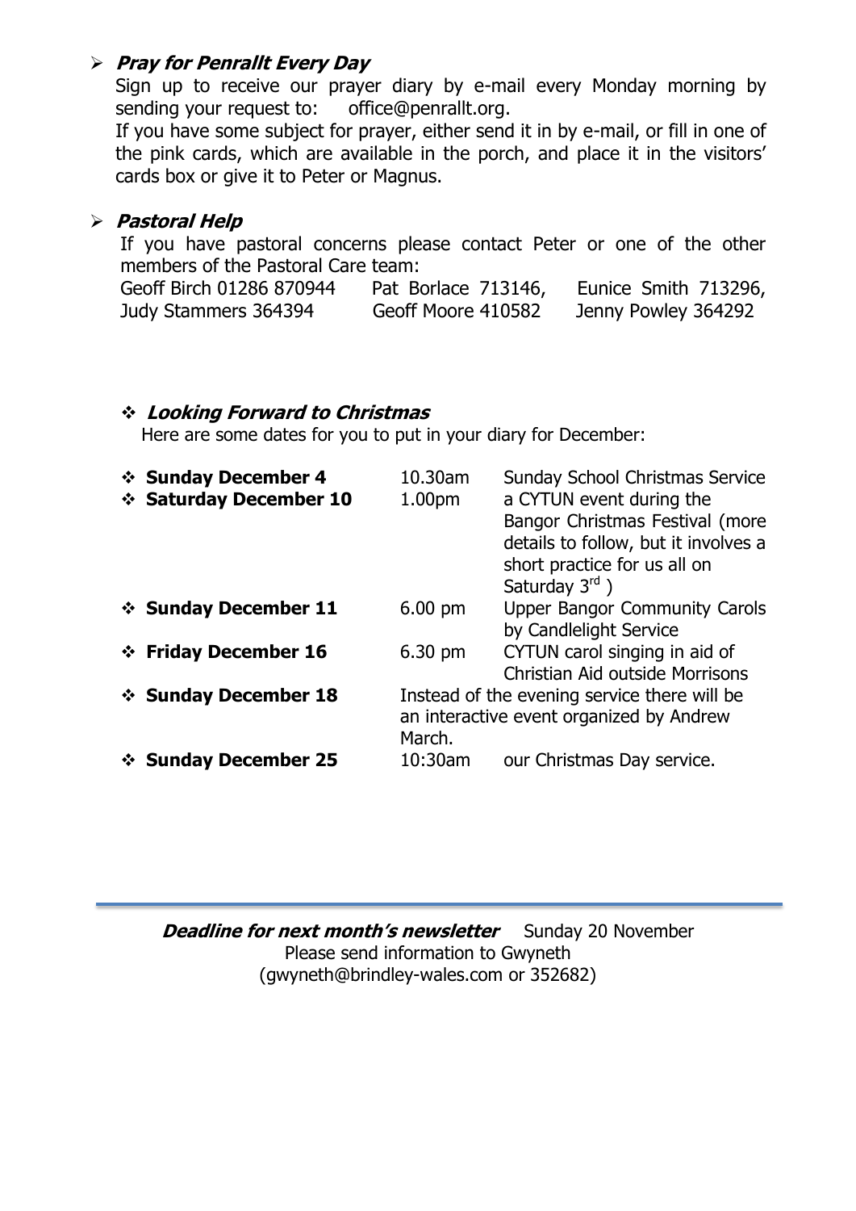- ***Pray for Penrallt Every Day***

  Sign up to receive our prayer diary by e-mail every Monday morning by sending your request to: office@penrallt.org.

  If you have some subject for prayer, either send it in by e-mail, or fill in one of the pink cards, which are available in the porch, and place it in the visitors' cards box or give it to Peter or Magnus.

- ***Pastoral Help***

  If you have pastoral concerns please contact Peter or one of the other members of the Pastoral Care team:

  Geoff Birch 01286 870944 &nbsp;&nbsp; Pat Borlace 713146, &nbsp;&nbsp; Eunice Smith 713296,
  Judy Stammers 364394 &nbsp;&nbsp; Geoff Moore 410582 &nbsp;&nbsp; Jenny Powley 364292

- ***Looking Forward to Christmas***

  Here are some dates for you to put in your diary for December:

| | | |
|---|---|---|
| **Sunday December 4** | 10.30am | Sunday School Christmas Service |
| **Saturday December 10** | 1.00pm | a CYTUN event during the Bangor Christmas Festival (more details to follow, but it involves a short practice for us all on Saturday 3rd ) |
| **Sunday December 11** | 6.00 pm | Upper Bangor Community Carols by Candlelight Service |
| **Friday December 16** | 6.30 pm | CYTUN carol singing in aid of Christian Aid outside Morrisons |
| **Sunday December 18** | Instead of the evening service there will be an interactive event organized by Andrew March. | |
| **Sunday December 25** | 10:30am | our Christmas Day service. |

---

***Deadline for next month's newsletter*** Sunday 20 November
Please send information to Gwyneth
(gwyneth@brindley-wales.com or 352682)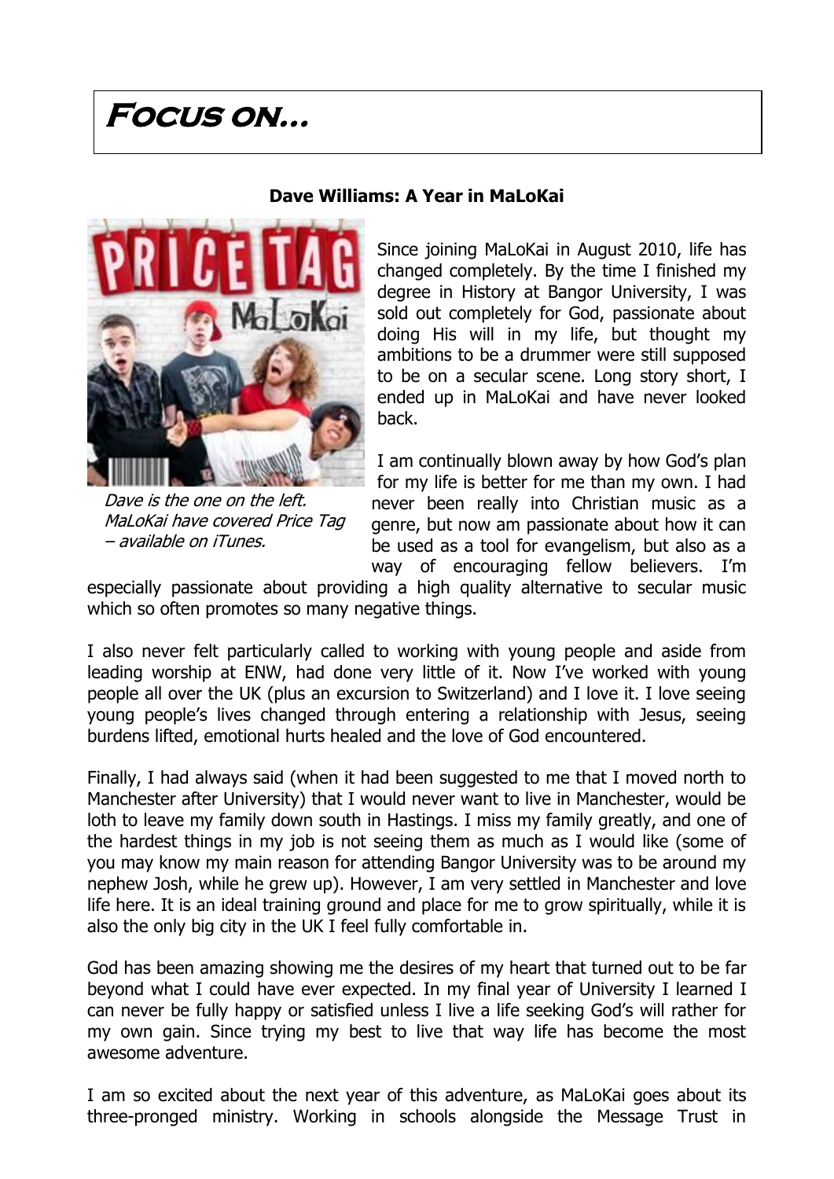# Focus on...

**Dave Williams: A Year in MaLoKai**

*Dave is the one on the left. MaLoKai have covered Price Tag – available on iTunes.*

Since joining MaLoKai in August 2010, life has changed completely. By the time I finished my degree in History at Bangor University, I was sold out completely for God, passionate about doing His will in my life, but thought my ambitions to be a drummer were still supposed to be on a secular scene. Long story short, I ended up in MaLoKai and have never looked back.

I am continually blown away by how God's plan for my life is better for me than my own. I had never been really into Christian music as a genre, but now am passionate about how it can be used as a tool for evangelism, but also as a way of encouraging fellow believers. I'm especially passionate about providing a high quality alternative to secular music which so often promotes so many negative things.

I also never felt particularly called to working with young people and aside from leading worship at ENW, had done very little of it. Now I've worked with young people all over the UK (plus an excursion to Switzerland) and I love it. I love seeing young people's lives changed through entering a relationship with Jesus, seeing burdens lifted, emotional hurts healed and the love of God encountered.

Finally, I had always said (when it had been suggested to me that I moved north to Manchester after University) that I would never want to live in Manchester, would be loth to leave my family down south in Hastings. I miss my family greatly, and one of the hardest things in my job is not seeing them as much as I would like (some of you may know my main reason for attending Bangor University was to be around my nephew Josh, while he grew up). However, I am very settled in Manchester and love life here. It is an ideal training ground and place for me to grow spiritually, while it is also the only big city in the UK I feel fully comfortable in.

God has been amazing showing me the desires of my heart that turned out to be far beyond what I could have ever expected. In my final year of University I learned I can never be fully happy or satisfied unless I live a life seeking God's will rather for my own gain. Since trying my best to live that way life has become the most awesome adventure.

I am so excited about the next year of this adventure, as MaLoKai goes about its three-pronged ministry. Working in schools alongside the Message Trust in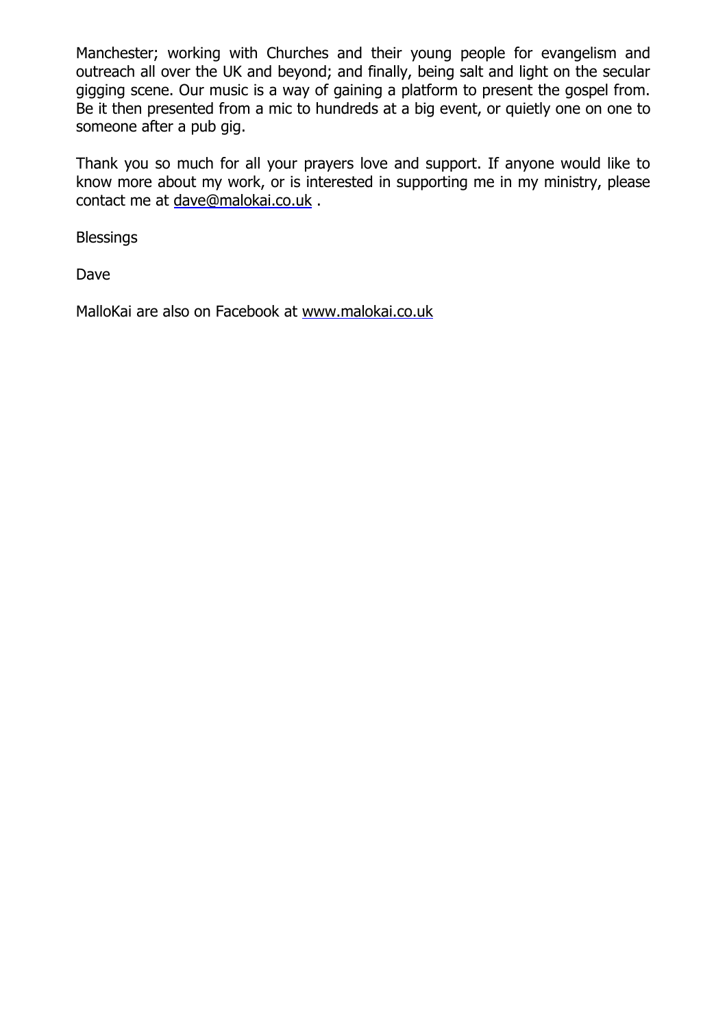Manchester; working with Churches and their young people for evangelism and outreach all over the UK and beyond; and finally, being salt and light on the secular gigging scene. Our music is a way of gaining a platform to present the gospel from. Be it then presented from a mic to hundreds at a big event, or quietly one on one to someone after a pub gig.

Thank you so much for all your prayers love and support. If anyone would like to know more about my work, or is interested in supporting me in my ministry, please contact me at dave@malokai.co.uk .

Blessings

Dave

MalloKai are also on Facebook at www.malokai.co.uk